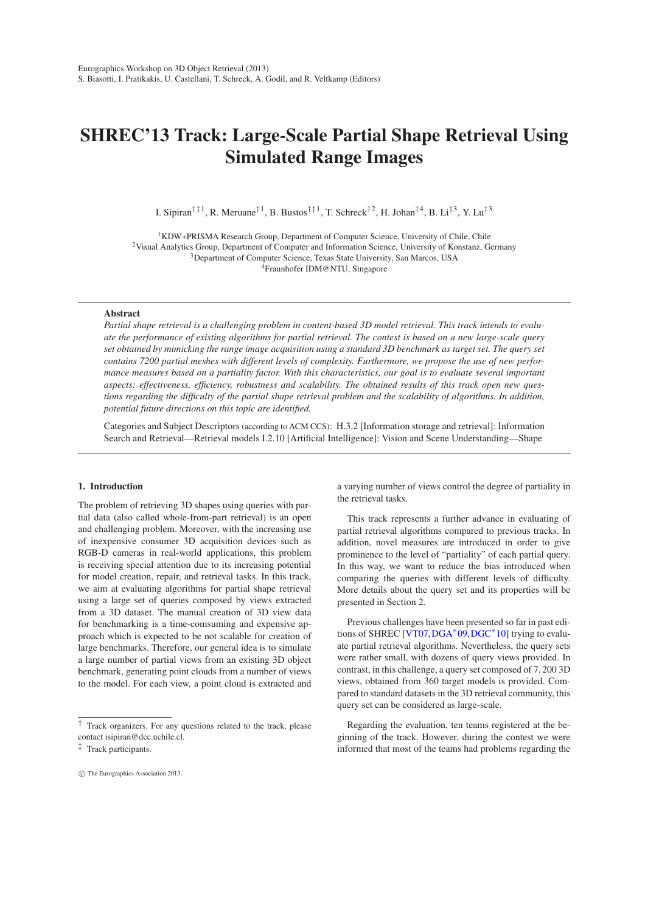Eurographics Workshop on 3D Object Retrieval (2013)
S. Biasotti, I. Pratikakis, U. Castellani, T. Schreck, A. Godil, and R. Veltkamp (Editors)

# SHREC'13 Track: Large-Scale Partial Shape Retrieval Using Simulated Range Images

I. Sipiran[†‡1], R. Meruane[†1], B. Bustos[†‡1], T. Schreck[†2], H. Johan[‡4], B. Li[‡3], Y. Lu[‡3]

[1]KDW+PRISMA Research Group, Department of Computer Science, University of Chile, Chile
[2]Visual Analytics Group, Department of Computer and Information Science, University of Konstanz, Germany
[3]Department of Computer Science, Texas State University, San Marcos, USA
[4]Fraunhofer IDM@NTU, Singapore

**Abstract**

*Partial shape retrieval is a challenging problem in content-based 3D model retrieval. This track intends to evaluate the performance of existing algorithms for partial retrieval. The contest is based on a new large-scale query set obtained by mimicking the range image acquisition using a standard 3D benchmark as target set. The query set contains 7200 partial meshes with different levels of complexity. Furthermore, we propose the use of new performance measures based on a partiality factor. With this characteristics, our goal is to evaluate several important aspects: effectiveness, efficiency, robustness and scalability. The obtained results of this track open new questions regarding the difficulty of the partial shape retrieval problem and the scalability of algorithms. In addition, potential future directions on this topic are identified.*

Categories and Subject Descriptors (according to ACM CCS): H.3.2 [Information storage and retrieval]: Information Search and Retrieval—Retrieval models I.2.10 [Artificial Intelligence]: Vision and Scene Understanding—Shape

## 1. Introduction

The problem of retrieving 3D shapes using queries with partial data (also called whole-from-part retrieval) is an open and challenging problem. Moreover, with the increasing use of inexpensive consumer 3D acquisition devices such as RGB-D cameras in real-world applications, this problem is receiving special attention due to its increasing potential for model creation, repair, and retrieval tasks. In this track, we aim at evaluating algorithms for partial shape retrieval using a large set of queries composed by views extracted from a 3D dataset. The manual creation of 3D view data for benchmarking is a time-comsuming and expensive approach which is expected to be not scalable for creation of large benchmarks. Therefore, our general idea is to simulate a large number of partial views from an existing 3D object benchmark, generating point clouds from a number of views to the model. For each view, a point cloud is extracted and a varying number of views control the degree of partiality in the retrieval tasks.

This track represents a further advance in evaluating of partial retrieval algorithms compared to previous tracks. In addition, novel measures are introduced in order to give prominence to the level of "partiality" of each partial query. In this way, we want to reduce the bias introduced when comparing the queries with different levels of difficulty. More details about the query set and its properties will be presented in Section 2.

Previous challenges have been presented so far in past editions of SHREC [VT07, DGA*09, DGC*10] trying to evaluate partial retrieval algorithms. Nevertheless, the query sets were rather small, with dozens of query views provided. In contrast, in this challenge, a query set composed of 7,200 3D views, obtained from 360 target models is provided. Compared to standard datasets in the 3D retrieval community, this query set can be considered as large-scale.

Regarding the evaluation, ten teams registered at the beginning of the track. However, during the contest we were informed that most of the teams had problems regarding the

† Track organizers. For any questions related to the track, please contact isipiran@dcc.uchile.cl.

‡ Track participants.

© The Eurographics Association 2013.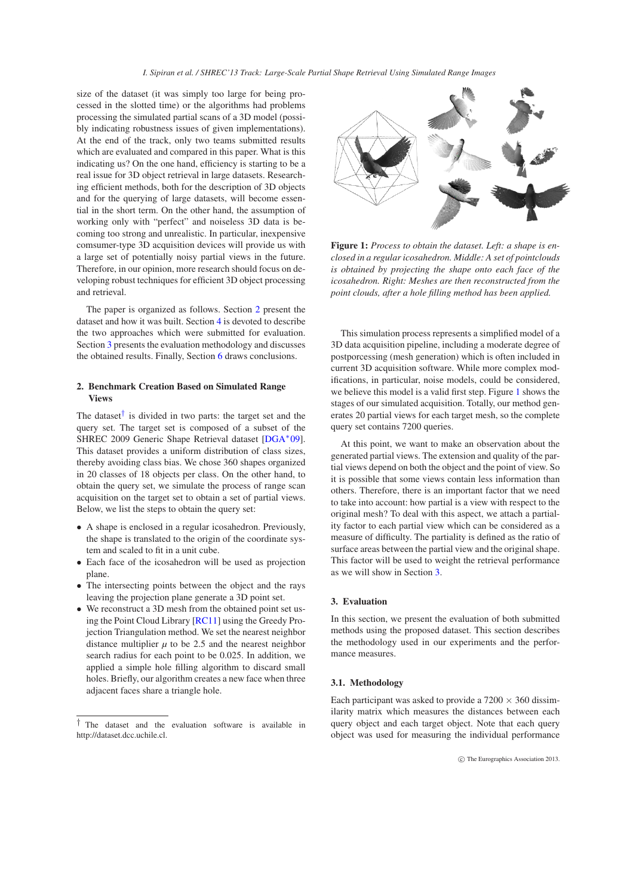size of the dataset (it was simply too large for being processed in the slotted time) or the algorithms had problems processing the simulated partial scans of a 3D model (possibly indicating robustness issues of given implementations). At the end of the track, only two teams submitted results which are evaluated and compared in this paper. What is this indicating us? On the one hand, efficiency is starting to be a real issue for 3D object retrieval in large datasets. Researching efficient methods, both for the description of 3D objects and for the querying of large datasets, will become essential in the short term. On the other hand, the assumption of working only with "perfect" and noiseless 3D data is becoming too strong and unrealistic. In particular, inexpensive comsumer-type 3D acquisition devices will provide us with a large set of potentially noisy partial views in the future. Therefore, in our opinion, more research should focus on developing robust techniques for efficient 3D object processing and retrieval.

The paper is organized as follows. Section 2 present the dataset and how it was built. Section 4 is devoted to describe the two approaches which were submitted for evaluation. Section 3 presents the evaluation methodology and discusses the obtained results. Finally, Section 6 draws conclusions.

## 2. Benchmark Creation Based on Simulated Range Views

The dataset[†] is divided in two parts: the target set and the query set. The target set is composed of a subset of the SHREC 2009 Generic Shape Retrieval dataset [DGA*09]. This dataset provides a uniform distribution of class sizes, thereby avoiding class bias. We chose 360 shapes organized in 20 classes of 18 objects per class. On the other hand, to obtain the query set, we simulate the process of range scan acquisition on the target set to obtain a set of partial views. Below, we list the steps to obtain the query set:

- A shape is enclosed in a regular icosahedron. Previously, the shape is translated to the origin of the coordinate system and scaled to fit in a unit cube.
- Each face of the icosahedron will be used as projection plane.
- The intersecting points between the object and the rays leaving the projection plane generate a 3D point set.
- We reconstruct a 3D mesh from the obtained point set using the Point Cloud Library [RC11] using the Greedy Projection Triangulation method. We set the nearest neighbor distance multiplier $\mu$ to be 2.5 and the nearest neighbor search radius for each point to be 0.025. In addition, we applied a simple hole filling algorithm to discard small holes. Briefly, our algorithm creates a new face when three adjacent faces share a triangle hole.

[†] The dataset and the evaluation software is available in http://dataset.dcc.uchile.cl.

**Figure 1:** *Process to obtain the dataset. Left: a shape is enclosed in a regular icosahedron. Middle: A set of pointclouds is obtained by projecting the shape onto each face of the icosahedron. Right: Meshes are then reconstructed from the point clouds, after a hole filling method has been applied.*

This simulation process represents a simplified model of a 3D data acquisition pipeline, including a moderate degree of postporcessing (mesh generation) which is often included in current 3D acquisition software. While more complex modifications, in particular, noise models, could be considered, we believe this model is a valid first step. Figure 1 shows the stages of our simulated acquisition. Totally, our method generates 20 partial views for each target mesh, so the complete query set contains 7200 queries.

At this point, we want to make an observation about the generated partial views. The extension and quality of the partial views depend on both the object and the point of view. So it is possible that some views contain less information than others. Therefore, there is an important factor that we need to take into account: how partial is a view with respect to the original mesh? To deal with this aspect, we attach a partiality factor to each partial view which can be considered as a measure of difficulty. The partiality is defined as the ratio of surface areas between the partial view and the original shape. This factor will be used to weight the retrieval performance as we will show in Section 3.

## 3. Evaluation

In this section, we present the evaluation of both submitted methods using the proposed dataset. This section describes the methodology used in our experiments and the performance measures.

### 3.1. Methodology

Each participant was asked to provide a $7200 \times 360$ dissimilarity matrix which measures the distances between each query object and each target object. Note that each query object was used for measuring the individual performance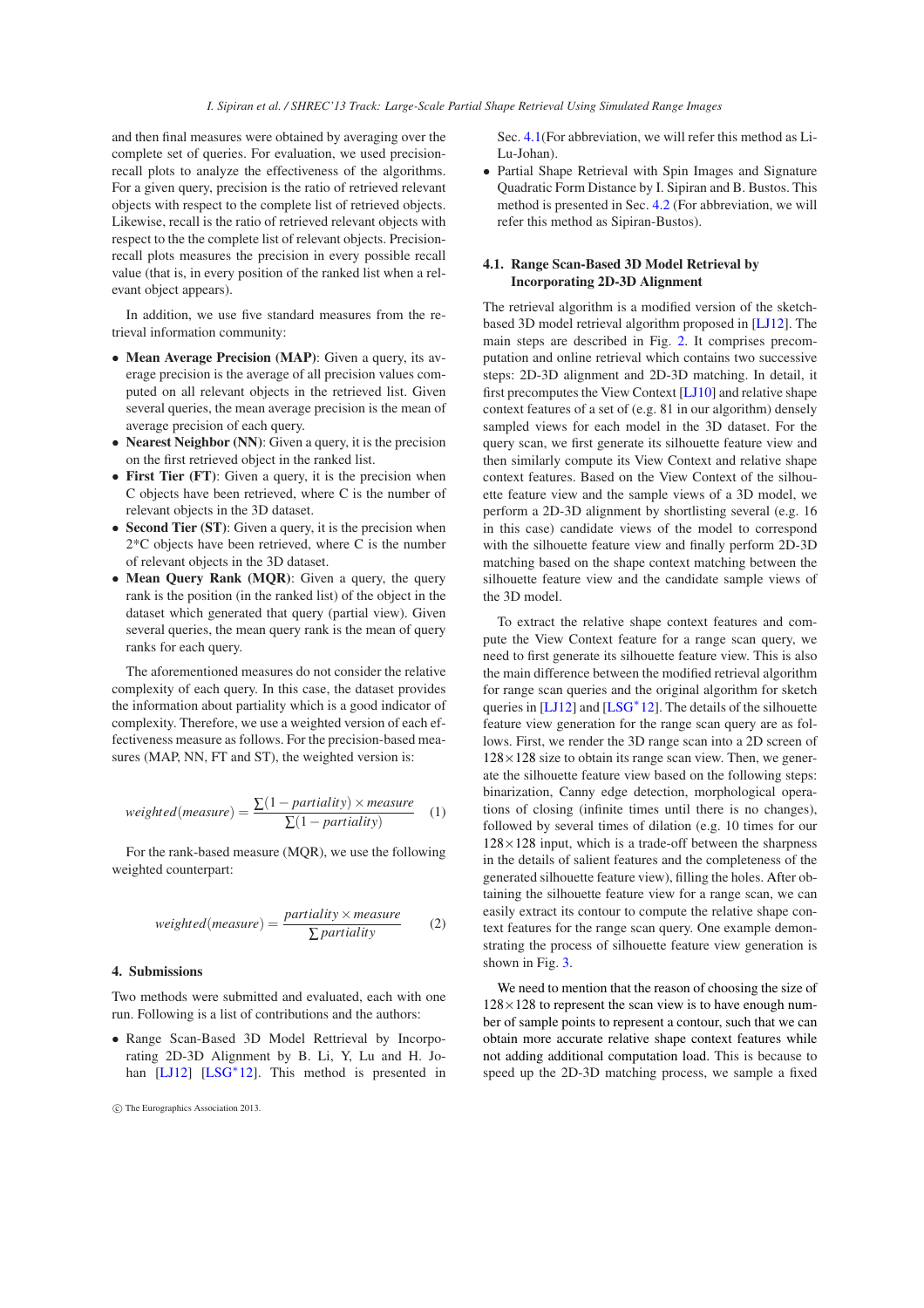and then final measures were obtained by averaging over the complete set of queries. For evaluation, we used precision-recall plots to analyze the effectiveness of the algorithms. For a given query, precision is the ratio of retrieved relevant objects with respect to the complete list of retrieved objects. Likewise, recall is the ratio of retrieved relevant objects with respect to the the complete list of relevant objects. Precision-recall plots measures the precision in every possible recall value (that is, in every position of the ranked list when a relevant object appears).

In addition, we use five standard measures from the retrieval information community:

- **Mean Average Precision (MAP)**: Given a query, its average precision is the average of all precision values computed on all relevant objects in the retrieved list. Given several queries, the mean average precision is the mean of average precision of each query.
- **Nearest Neighbor (NN)**: Given a query, it is the precision on the first retrieved object in the ranked list.
- **First Tier (FT)**: Given a query, it is the precision when C objects have been retrieved, where C is the number of relevant objects in the 3D dataset.
- **Second Tier (ST)**: Given a query, it is the precision when 2*C objects have been retrieved, where C is the number of relevant objects in the 3D dataset.
- **Mean Query Rank (MQR)**: Given a query, the query rank is the position (in the ranked list) of the object in the dataset which generated that query (partial view). Given several queries, the mean query rank is the mean of query ranks for each query.

The aforementioned measures do not consider the relative complexity of each query. In this case, the dataset provides the information about partiality which is a good indicator of complexity. Therefore, we use a weighted version of each effectiveness measure as follows. For the precision-based measures (MAP, NN, FT and ST), the weighted version is:

$$weighted(measure) = \frac{\sum(1 - partiality) \times measure}{\sum(1 - partiality)} \quad (1)$$

For the rank-based measure (MQR), we use the following weighted counterpart:

$$weighted(measure) = \frac{partiality \times measure}{\sum partiality} \quad (2)$$

## 4. Submissions

Two methods were submitted and evaluated, each with one run. Following is a list of contributions and the authors:

- Range Scan-Based 3D Model Rettrieval by Incorporating 2D-3D Alignment by B. Li, Y, Lu and H. Johan [LJ12] [LSG*12]. This method is presented in Sec. 4.1(For abbreviation, we will refer this method as Li-Lu-Johan).
- Partial Shape Retrieval with Spin Images and Signature Quadratic Form Distance by I. Sipiran and B. Bustos. This method is presented in Sec. 4.2 (For abbreviation, we will refer this method as Sipiran-Bustos).

### 4.1. Range Scan-Based 3D Model Retrieval by Incorporating 2D-3D Alignment

The retrieval algorithm is a modified version of the sketch-based 3D model retrieval algorithm proposed in [LJ12]. The main steps are described in Fig. 2. It comprises precomputation and online retrieval which contains two successive steps: 2D-3D alignment and 2D-3D matching. In detail, it first precomputes the View Context [LJ10] and relative shape context features of a set of (e.g. 81 in our algorithm) densely sampled views for each model in the 3D dataset. For the query scan, we first generate its silhouette feature view and then similarly compute its View Context and relative shape context features. Based on the View Context of the silhouette feature view and the sample views of a 3D model, we perform a 2D-3D alignment by shortlisting several (e.g. 16 in this case) candidate views of the model to correspond with the silhouette feature view and finally perform 2D-3D matching based on the shape context matching between the silhouette feature view and the candidate sample views of the 3D model.

To extract the relative shape context features and compute the View Context feature for a range scan query, we need to first generate its silhouette feature view. This is also the main difference between the modified retrieval algorithm for range scan queries and the original algorithm for sketch queries in [LJ12] and [LSG*12]. The details of the silhouette feature view generation for the range scan query are as follows. First, we render the 3D range scan into a 2D screen of $128 \times 128$ size to obtain its range scan view. Then, we generate the silhouette feature view based on the following steps: binarization, Canny edge detection, morphological operations of closing (infinite times until there is no changes), followed by several times of dilation (e.g. 10 times for our $128 \times 128$ input, which is a trade-off between the sharpness in the details of salient features and the completeness of the generated silhouette feature view), filling the holes. After obtaining the silhouette feature view for a range scan, we can easily extract its contour to compute the relative shape context features for the range scan query. One example demonstrating the process of silhouette feature view generation is shown in Fig. 3.

We need to mention that the reason of choosing the size of $128 \times 128$ to represent the scan view is to have enough number of sample points to represent a contour, such that we can obtain more accurate relative shape context features while not adding additional computation load. This is because to speed up the 2D-3D matching process, we sample a fixed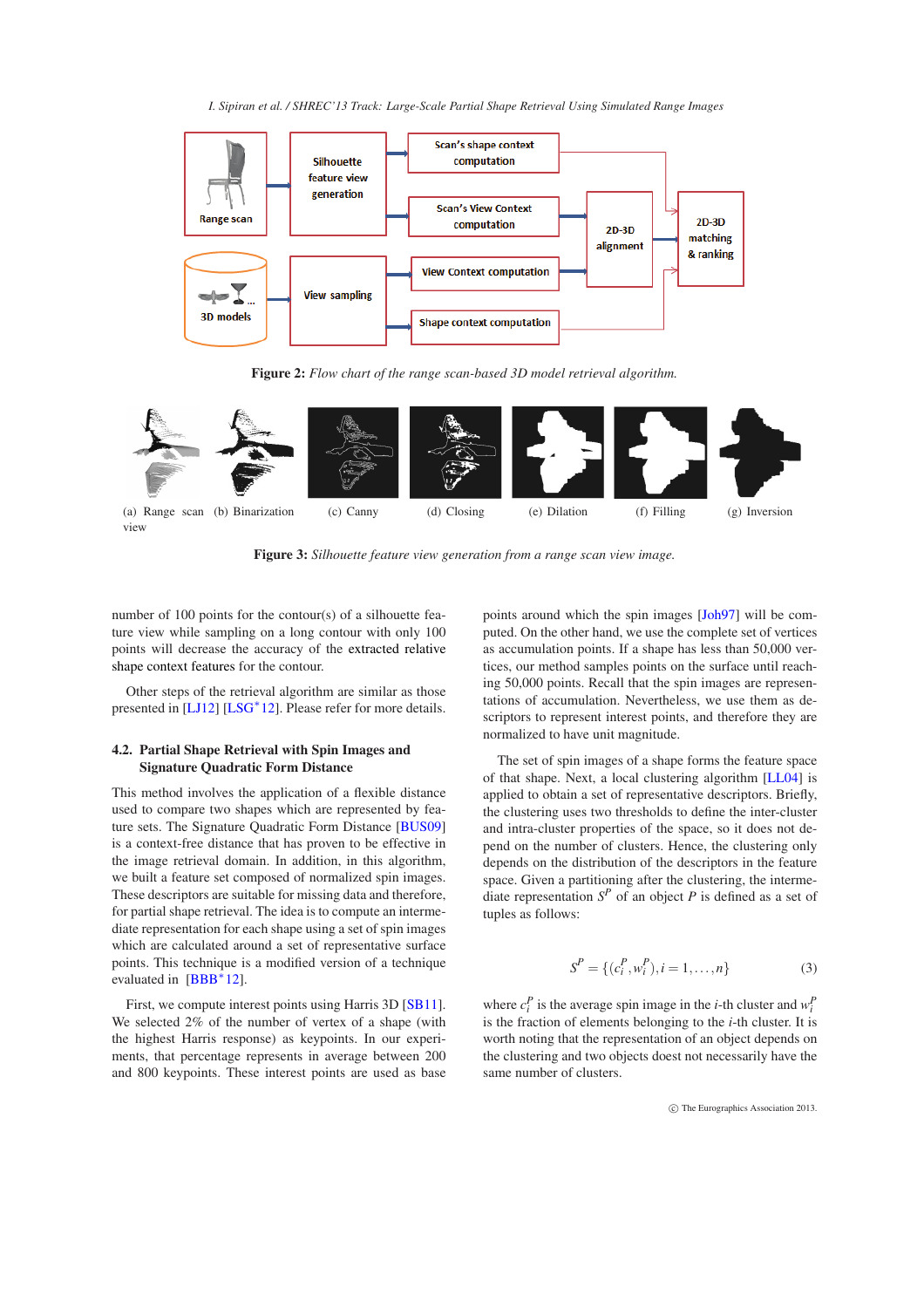**Figure 2:** *Flow chart of the range scan-based 3D model retrieval algorithm.*

(a) Range scan view (b) Binarization (c) Canny (d) Closing (e) Dilation (f) Filling (g) Inversion

**Figure 3:** *Silhouette feature view generation from a range scan view image.*

number of 100 points for the contour(s) of a silhouette feature view while sampling on a long contour with only 100 points will decrease the accuracy of the extracted relative shape context features for the contour.

Other steps of the retrieval algorithm are similar as those presented in [LJ12] [LSG*12]. Please refer for more details.

### 4.2. Partial Shape Retrieval with Spin Images and Signature Quadratic Form Distance

This method involves the application of a flexible distance used to compare two shapes which are represented by feature sets. The Signature Quadratic Form Distance [BUS09] is a context-free distance that has proven to be effective in the image retrieval domain. In addition, in this algorithm, we built a feature set composed of normalized spin images. These descriptors are suitable for missing data and therefore, for partial shape retrieval. The idea is to compute an intermediate representation for each shape using a set of spin images which are calculated around a set of representative surface points. This technique is a modified version of a technique evaluated in [BBB*12].

First, we compute interest points using Harris 3D [SB11]. We selected 2% of the number of vertex of a shape (with the highest Harris response) as keypoints. In our experiments, that percentage represents in average between 200 and 800 keypoints. These interest points are used as base points around which the spin images [Joh97] will be computed. On the other hand, we use the complete set of vertices as accumulation points. If a shape has less than 50,000 vertices, our method samples points on the surface until reaching 50,000 points. Recall that the spin images are representations of accumulation. Nevertheless, we use them as descriptors to represent interest points, and therefore they are normalized to have unit magnitude.

The set of spin images of a shape forms the feature space of that shape. Next, a local clustering algorithm [LL04] is applied to obtain a set of representative descriptors. Briefly, the clustering uses two thresholds to define the inter-cluster and intra-cluster properties of the space, so it does not depend on the number of clusters. Hence, the clustering only depends on the distribution of the descriptors in the feature space. Given a partitioning after the clustering, the intermediate representation $S^P$ of an object $P$ is defined as a set of tuples as follows:

$$S^P = \{(c_i^P, w_i^P), i = 1, \dots, n\} \quad (3)$$

where $c_i^P$ is the average spin image in the $i$-th cluster and $w_i^P$ is the fraction of elements belonging to the $i$-th cluster. It is worth noting that the representation of an object depends on the clustering and two objects doest not necessarily have the same number of clusters.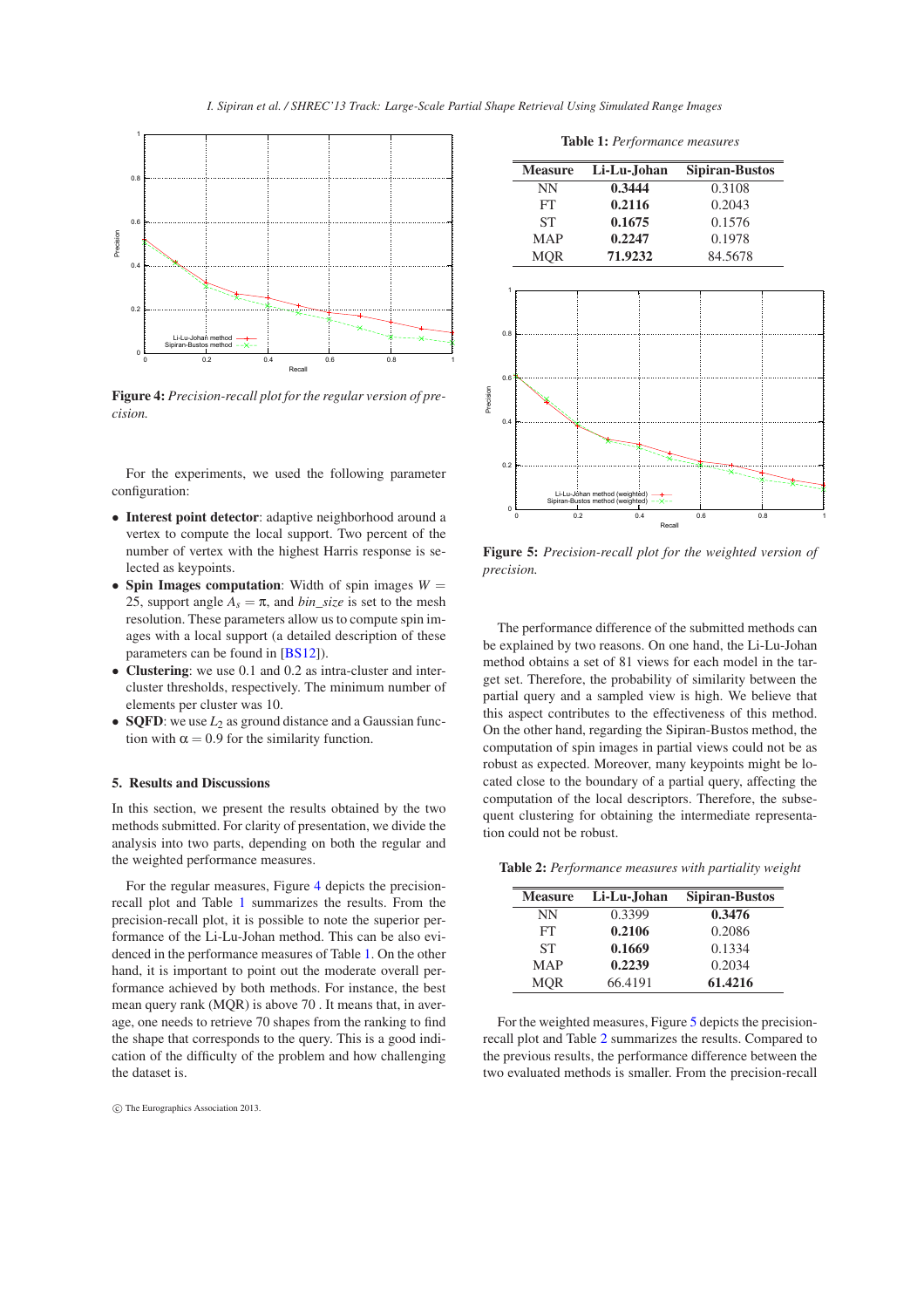**Figure 4:** *Precision-recall plot for the regular version of precision.*

For the experiments, we used the following parameter configuration:

- **Interest point detector**: adaptive neighborhood around a vertex to compute the local support. Two percent of the number of vertex with the highest Harris response is selected as keypoints.
- **Spin Images computation**: Width of spin images $W = 25$, support angle $A_s = \pi$, and *bin_size* is set to the mesh resolution. These parameters allow us to compute spin images with a local support (a detailed description of these parameters can be found in [BS12]).
- **Clustering**: we use 0.1 and 0.2 as intra-cluster and inter-cluster thresholds, respectively. The minimum number of elements per cluster was 10.
- **SQFD**: we use $L_2$ as ground distance and a Gaussian function with $\alpha = 0.9$ for the similarity function.

## 5. Results and Discussions

In this section, we present the results obtained by the two methods submitted. For clarity of presentation, we divide the analysis into two parts, depending on both the regular and the weighted performance measures.

For the regular measures, Figure 4 depicts the precision-recall plot and Table 1 summarizes the results. From the precision-recall plot, it is possible to note the superior performance of the Li-Lu-Johan method. This can be also evidenced in the performance measures of Table 1. On the other hand, it is important to point out the moderate overall performance achieved by both methods. For instance, the best mean query rank (MQR) is above 70 . It means that, in average, one needs to retrieve 70 shapes from the ranking to find the shape that corresponds to the query. This is a good indication of the difficulty of the problem and how challenging the dataset is.

**Table 1:** *Performance measures*

| Measure | Li-Lu-Johan | Sipiran-Bustos |
|---|---|---|
| NN | **0.3444** | 0.3108 |
| FT | **0.2116** | 0.2043 |
| ST | **0.1675** | 0.1576 |
| MAP | **0.2247** | 0.1978 |
| MQR | **71.9232** | 84.5678 |

**Figure 5:** *Precision-recall plot for the weighted version of precision.*

The performance difference of the submitted methods can be explained by two reasons. On one hand, the Li-Lu-Johan method obtains a set of 81 views for each model in the target set. Therefore, the probability of similarity between the partial query and a sampled view is high. We believe that this aspect contributes to the effectiveness of this method. On the other hand, regarding the Sipiran-Bustos method, the computation of spin images in partial views could not be as robust as expected. Moreover, many keypoints might be located close to the boundary of a partial query, affecting the computation of the local descriptors. Therefore, the subsequent clustering for obtaining the intermediate representation could not be robust.

**Table 2:** *Performance measures with partiality weight*

| Measure | Li-Lu-Johan | Sipiran-Bustos |
|---|---|---|
| NN | 0.3399 | **0.3476** |
| FT | **0.2106** | 0.2086 |
| ST | **0.1669** | 0.1334 |
| MAP | **0.2239** | 0.2034 |
| MQR | 66.4191 | **61.4216** |

For the weighted measures, Figure 5 depicts the precision-recall plot and Table 2 summarizes the results. Compared to the previous results, the performance difference between the two evaluated methods is smaller. From the precision-recall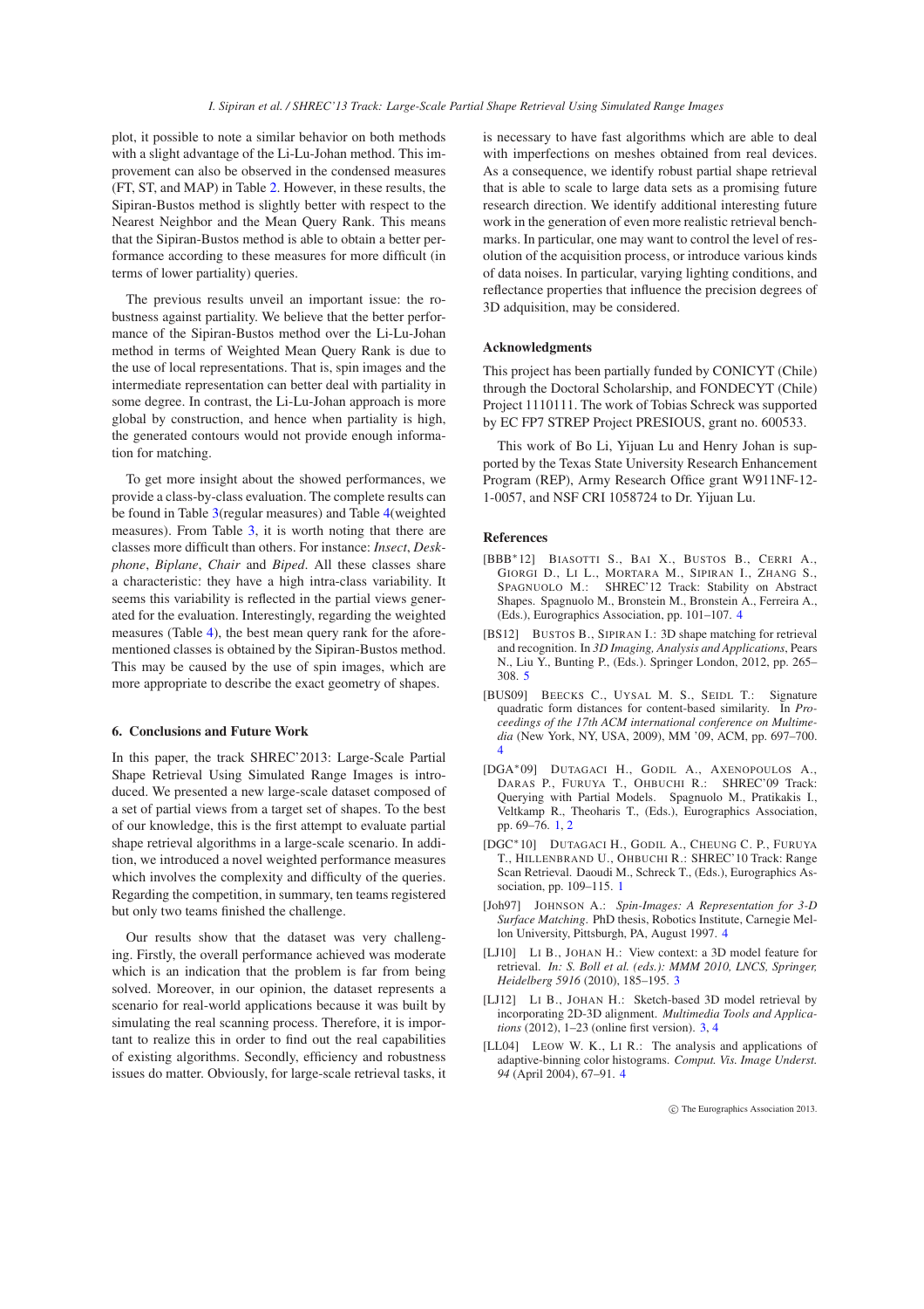plot, it possible to note a similar behavior on both methods with a slight advantage of the Li-Lu-Johan method. This improvement can also be observed in the condensed measures (FT, ST, and MAP) in Table 2. However, in these results, the Sipiran-Bustos method is slightly better with respect to the Nearest Neighbor and the Mean Query Rank. This means that the Sipiran-Bustos method is able to obtain a better performance according to these measures for more difficult (in terms of lower partiality) queries.

The previous results unveil an important issue: the robustness against partiality. We believe that the better performance of the Sipiran-Bustos method over the Li-Lu-Johan method in terms of Weighted Mean Query Rank is due to the use of local representations. That is, spin images and the intermediate representation can better deal with partiality in some degree. In contrast, the Li-Lu-Johan approach is more global by construction, and hence when partiality is high, the generated contours would not provide enough information for matching.

To get more insight about the showed performances, we provide a class-by-class evaluation. The complete results can be found in Table 3(regular measures) and Table 4(weighted measures). From Table 3, it is worth noting that there are classes more difficult than others. For instance: *Insect*, *Deskphone*, *Biplane*, *Chair* and *Biped*. All these classes share a characteristic: they have a high intra-class variability. It seems this variability is reflected in the partial views generated for the evaluation. Interestingly, regarding the weighted measures (Table 4), the best mean query rank for the aforementioned classes is obtained by the Sipiran-Bustos method. This may be caused by the use of spin images, which are more appropriate to describe the exact geometry of shapes.

## 6. Conclusions and Future Work

In this paper, the track SHREC'2013: Large-Scale Partial Shape Retrieval Using Simulated Range Images is introduced. We presented a new large-scale dataset composed of a set of partial views from a target set of shapes. To the best of our knowledge, this is the first attempt to evaluate partial shape retrieval algorithms in a large-scale scenario. In addition, we introduced a novel weighted performance measures which involves the complexity and difficulty of the queries. Regarding the competition, in summary, ten teams registered but only two teams finished the challenge.

Our results show that the dataset was very challenging. Firstly, the overall performance achieved was moderate which is an indication that the problem is far from being solved. Moreover, in our opinion, the dataset represents a scenario for real-world applications because it was built by simulating the real scanning process. Therefore, it is important to realize this in order to find out the real capabilities of existing algorithms. Secondly, efficiency and robustness issues do matter. Obviously, for large-scale retrieval tasks, it is necessary to have fast algorithms which are able to deal with imperfections on meshes obtained from real devices. As a consequence, we identify robust partial shape retrieval that is able to scale to large data sets as a promising future research direction. We identify additional interesting future work in the generation of even more realistic retrieval benchmarks. In particular, one may want to control the level of resolution of the acquisition process, or introduce various kinds of data noises. In particular, varying lighting conditions, and reflectance properties that influence the precision degrees of 3D adquisition, may be considered.

### Acknowledgments

This project has been partially funded by CONICYT (Chile) through the Doctoral Scholarship, and FONDECYT (Chile) Project 1110111. The work of Tobias Schreck was supported by EC FP7 STREP Project PRESIOUS, grant no. 600533.

This work of Bo Li, Yijuan Lu and Henry Johan is supported by the Texas State University Research Enhancement Program (REP), Army Research Office grant W911NF-12-1-0057, and NSF CRI 1058724 to Dr. Yijuan Lu.

### References

[BBB*12] Biasotti S., Bai X., Bustos B., Cerri A., Giorgi D., Li L., Mortara M., Sipiran I., Zhang S., Spagnuolo M.: SHREC'12 Track: Stability on Abstract Shapes. Spagnuolo M., Bronstein M., Bronstein A., Ferreira A., (Eds.), Eurographics Association, pp. 101–107. 4

[BS12] Bustos B., Sipiran I.: 3D shape matching for retrieval and recognition. In *3D Imaging, Analysis and Applications*, Pears N., Liu Y., Bunting P., (Eds.). Springer London, 2012, pp. 265–308. 5

[BUS09] Beecks C., Uysal M. S., Seidl T.: Signature quadratic form distances for content-based similarity. In *Proceedings of the 17th ACM international conference on Multimedia* (New York, NY, USA, 2009), MM '09, ACM, pp. 697–700. 4

[DGA*09] Dutagaci H., Godil A., Axenopoulos A., Daras P., Furuya T., Ohbuchi R.: SHREC'09 Track: Querying with Partial Models. Spagnuolo M., Pratikakis I., Veltkamp R., Theoharis T., (Eds.), Eurographics Association, pp. 69–76. 1, 2

[DGC*10] Dutagaci H., Godil A., Cheung C. P., Furuya T., Hillenbrand U., Ohbuchi R.: SHREC'10 Track: Range Scan Retrieval. Daoudi M., Schreck T., (Eds.), Eurographics Association, pp. 109–115. 1

[Joh97] Johnson A.: *Spin-Images: A Representation for 3-D Surface Matching*. PhD thesis, Robotics Institute, Carnegie Mellon University, Pittsburgh, PA, August 1997. 4

[LJ10] Li B., Johan H.: View context: a 3D model feature for retrieval. *In: S. Boll et al. (eds.): MMM 2010, LNCS, Springer, Heidelberg 5916* (2010), 185–195. 3

[LJ12] Li B., Johan H.: Sketch-based 3D model retrieval by incorporating 2D-3D alignment. *Multimedia Tools and Applications* (2012), 1–23 (online first version). 3, 4

[LL04] Leow W. K., Li R.: The analysis and applications of adaptive-binning color histograms. *Comput. Vis. Image Underst. 94* (April 2004), 67–91. 4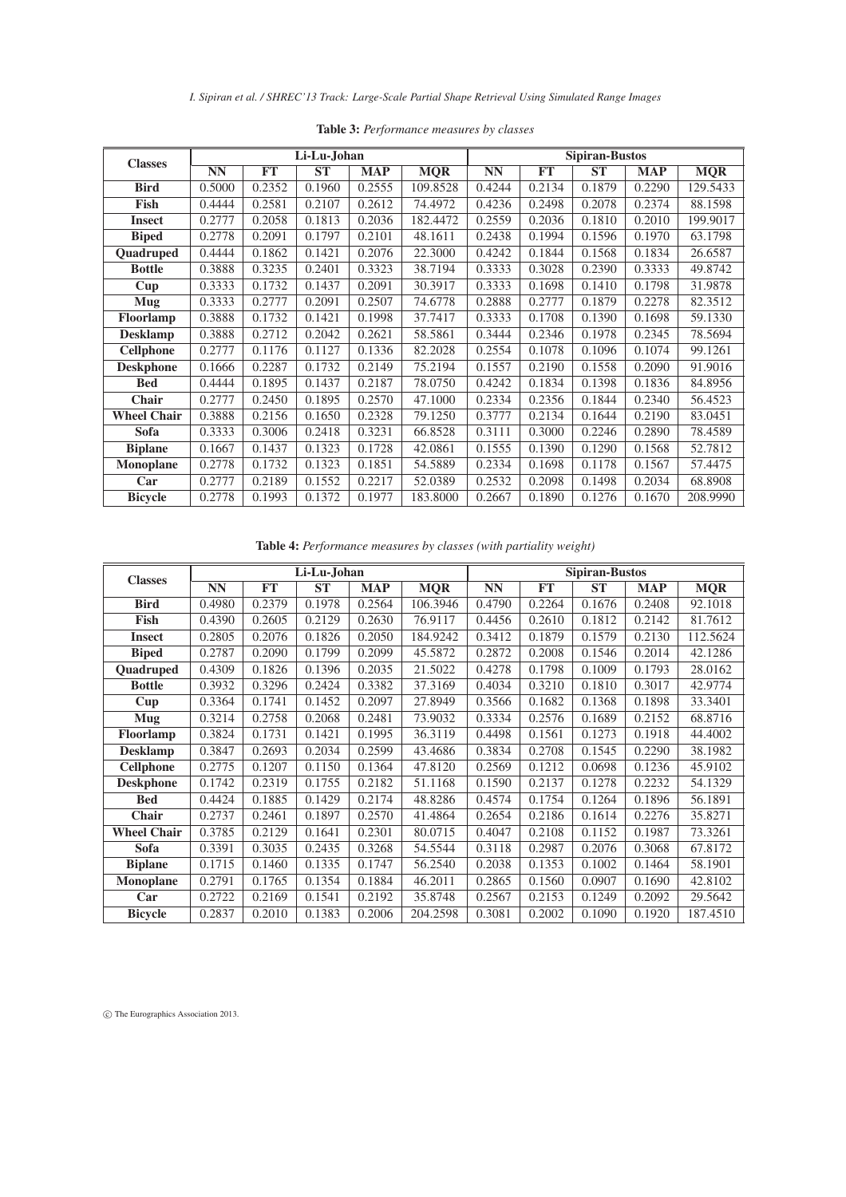**Table 3:** *Performance measures by classes*

| Classes | Li-Lu-Johan | | | | | Sipiran-Bustos | | | | |
|---|---|---|---|---|---|---|---|---|---|---|
| | NN | FT | ST | MAP | MQR | NN | FT | ST | MAP | MQR |
| **Bird** | 0.5000 | 0.2352 | 0.1960 | 0.2555 | 109.8528 | 0.4244 | 0.2134 | 0.1879 | 0.2290 | 129.5433 |
| **Fish** | 0.4444 | 0.2581 | 0.2107 | 0.2612 | 74.4972 | 0.4236 | 0.2498 | 0.2078 | 0.2374 | 88.1598 |
| **Insect** | 0.2777 | 0.2058 | 0.1813 | 0.2036 | 182.4472 | 0.2559 | 0.2036 | 0.1810 | 0.2010 | 199.9017 |
| **Biped** | 0.2778 | 0.2091 | 0.1797 | 0.2101 | 48.1611 | 0.2438 | 0.1994 | 0.1596 | 0.1970 | 63.1798 |
| **Quadruped** | 0.4444 | 0.1862 | 0.1421 | 0.2076 | 22.3000 | 0.4242 | 0.1844 | 0.1568 | 0.1834 | 26.6587 |
| **Bottle** | 0.3888 | 0.3235 | 0.2401 | 0.3323 | 38.7194 | 0.3333 | 0.3028 | 0.2390 | 0.3333 | 49.8742 |
| **Cup** | 0.3333 | 0.1732 | 0.1437 | 0.2091 | 30.3917 | 0.3333 | 0.1698 | 0.1410 | 0.1798 | 31.9878 |
| **Mug** | 0.3333 | 0.2777 | 0.2091 | 0.2507 | 74.6778 | 0.2888 | 0.2777 | 0.1879 | 0.2278 | 82.3512 |
| **Floorlamp** | 0.3888 | 0.1732 | 0.1421 | 0.1998 | 37.7417 | 0.3333 | 0.1708 | 0.1390 | 0.1698 | 59.1330 |
| **Desklamp** | 0.3888 | 0.2712 | 0.2042 | 0.2621 | 58.5861 | 0.3444 | 0.2346 | 0.1978 | 0.2345 | 78.5694 |
| **Cellphone** | 0.2777 | 0.1176 | 0.1127 | 0.1336 | 82.2028 | 0.2554 | 0.1078 | 0.1096 | 0.1074 | 99.1261 |
| **Deskphone** | 0.1666 | 0.2287 | 0.1732 | 0.2149 | 75.2194 | 0.1557 | 0.2190 | 0.1558 | 0.2090 | 91.9016 |
| **Bed** | 0.4444 | 0.1895 | 0.1437 | 0.2187 | 78.0750 | 0.4242 | 0.1834 | 0.1398 | 0.1836 | 84.8956 |
| **Chair** | 0.2777 | 0.2450 | 0.1895 | 0.2570 | 47.1000 | 0.2334 | 0.2356 | 0.1844 | 0.2340 | 56.4523 |
| **Wheel Chair** | 0.3888 | 0.2156 | 0.1650 | 0.2328 | 79.1250 | 0.3777 | 0.2134 | 0.1644 | 0.2190 | 83.0451 |
| **Sofa** | 0.3333 | 0.3006 | 0.2418 | 0.3231 | 66.8528 | 0.3111 | 0.3000 | 0.2246 | 0.2890 | 78.4589 |
| **Biplane** | 0.1667 | 0.1437 | 0.1323 | 0.1728 | 42.0861 | 0.1555 | 0.1390 | 0.1290 | 0.1568 | 52.7812 |
| **Monoplane** | 0.2778 | 0.1732 | 0.1323 | 0.1851 | 54.5889 | 0.2334 | 0.1698 | 0.1178 | 0.1567 | 57.4475 |
| **Car** | 0.2777 | 0.2189 | 0.1552 | 0.2217 | 52.0389 | 0.2532 | 0.2098 | 0.1498 | 0.2034 | 68.8908 |
| **Bicycle** | 0.2778 | 0.1993 | 0.1372 | 0.1977 | 183.8000 | 0.2667 | 0.1890 | 0.1276 | 0.1670 | 208.9990 |

**Table 4:** *Performance measures by classes (with partiality weight)*

| Classes | Li-Lu-Johan | | | | | Sipiran-Bustos | | | | |
|---|---|---|---|---|---|---|---|---|---|---|
| | NN | FT | ST | MAP | MQR | NN | FT | ST | MAP | MQR |
| **Bird** | 0.4980 | 0.2379 | 0.1978 | 0.2564 | 106.3946 | 0.4790 | 0.2264 | 0.1676 | 0.2408 | 92.1018 |
| **Fish** | 0.4390 | 0.2605 | 0.2129 | 0.2630 | 76.9117 | 0.4456 | 0.2610 | 0.1812 | 0.2142 | 81.7612 |
| **Insect** | 0.2805 | 0.2076 | 0.1826 | 0.2050 | 184.9242 | 0.3412 | 0.1879 | 0.1579 | 0.2130 | 112.5624 |
| **Biped** | 0.2787 | 0.2090 | 0.1799 | 0.2099 | 45.5872 | 0.2872 | 0.2008 | 0.1546 | 0.2014 | 42.1286 |
| **Quadruped** | 0.4309 | 0.1826 | 0.1396 | 0.2035 | 21.5022 | 0.4278 | 0.1798 | 0.1009 | 0.1793 | 28.0162 |
| **Bottle** | 0.3932 | 0.3296 | 0.2424 | 0.3382 | 37.3169 | 0.4034 | 0.3210 | 0.1810 | 0.3017 | 42.9774 |
| **Cup** | 0.3364 | 0.1741 | 0.1452 | 0.2097 | 27.8949 | 0.3566 | 0.1682 | 0.1368 | 0.1898 | 33.3401 |
| **Mug** | 0.3214 | 0.2758 | 0.2068 | 0.2481 | 73.9032 | 0.3334 | 0.2576 | 0.1689 | 0.2152 | 68.8716 |
| **Floorlamp** | 0.3824 | 0.1731 | 0.1421 | 0.1995 | 36.3119 | 0.4498 | 0.1561 | 0.1273 | 0.1918 | 44.4002 |
| **Desklamp** | 0.3847 | 0.2693 | 0.2034 | 0.2599 | 43.4686 | 0.3834 | 0.2708 | 0.1545 | 0.2290 | 38.1982 |
| **Cellphone** | 0.2775 | 0.1207 | 0.1150 | 0.1364 | 47.8120 | 0.2569 | 0.1212 | 0.0698 | 0.1236 | 45.9102 |
| **Deskphone** | 0.1742 | 0.2319 | 0.1755 | 0.2182 | 51.1168 | 0.1590 | 0.2137 | 0.1278 | 0.2232 | 54.1329 |
| **Bed** | 0.4424 | 0.1885 | 0.1429 | 0.2174 | 48.8286 | 0.4574 | 0.1754 | 0.1264 | 0.1896 | 56.1891 |
| **Chair** | 0.2737 | 0.2461 | 0.1897 | 0.2570 | 41.4864 | 0.2654 | 0.2186 | 0.1614 | 0.2276 | 35.8271 |
| **Wheel Chair** | 0.3785 | 0.2129 | 0.1641 | 0.2301 | 80.0715 | 0.4047 | 0.2108 | 0.1152 | 0.1987 | 73.3261 |
| **Sofa** | 0.3391 | 0.3035 | 0.2435 | 0.3268 | 54.5544 | 0.3118 | 0.2987 | 0.2076 | 0.3068 | 67.8172 |
| **Biplane** | 0.1715 | 0.1460 | 0.1335 | 0.1747 | 56.2540 | 0.2038 | 0.1353 | 0.1002 | 0.1464 | 58.1901 |
| **Monoplane** | 0.2791 | 0.1765 | 0.1354 | 0.1884 | 46.2011 | 0.2865 | 0.1560 | 0.0907 | 0.1690 | 42.8102 |
| **Car** | 0.2722 | 0.2169 | 0.1541 | 0.2192 | 35.8748 | 0.2567 | 0.2153 | 0.1249 | 0.2092 | 29.5642 |
| **Bicycle** | 0.2837 | 0.2010 | 0.1383 | 0.2006 | 204.2598 | 0.3081 | 0.2002 | 0.1090 | 0.1920 | 187.4510 |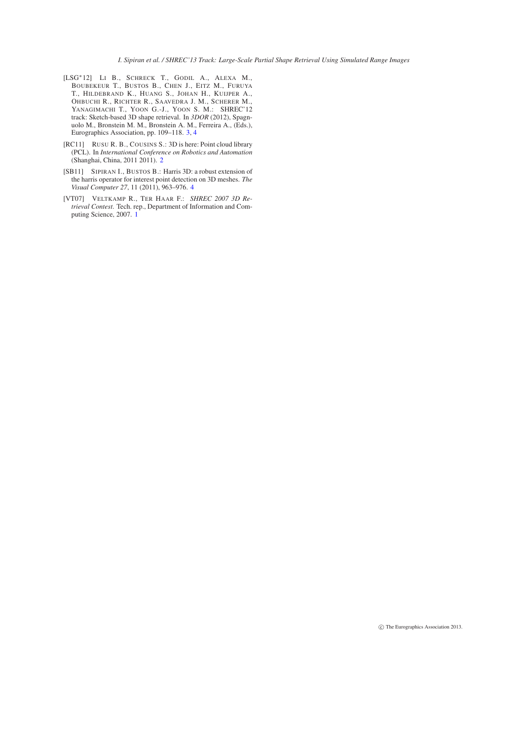[LSG*12] LI B., SCHRECK T., GODIL A., ALEXA M., BOUBEKEUR T., BUSTOS B., CHEN J., EITZ M., FURUYA T., HILDEBRAND K., HUANG S., JOHAN H., KUIJPER A., OHBUCHI R., RICHTER R., SAAVEDRA J. M., SCHERER M., YANAGIMACHI T., YOON G.-J., YOON S. M.: SHREC'12 track: Sketch-based 3D shape retrieval. In *3DOR* (2012), Spagnuolo M., Bronstein M. M., Bronstein A. M., Ferreira A., (Eds.), Eurographics Association, pp. 109–118. 3, 4

[RC11] RUSU R. B., COUSINS S.: 3D is here: Point cloud library (PCL). In *International Conference on Robotics and Automation* (Shanghai, China, 2011 2011). 2

[SB11] SIPIRAN I., BUSTOS B.: Harris 3D: a robust extension of the harris operator for interest point detection on 3D meshes. *The Visual Computer 27*, 11 (2011), 963–976. 4

[VT07] VELTKAMP R., TER HAAR F.: *SHREC 2007 3D Retrieval Contest*. Tech. rep., Department of Information and Computing Science, 2007. 1